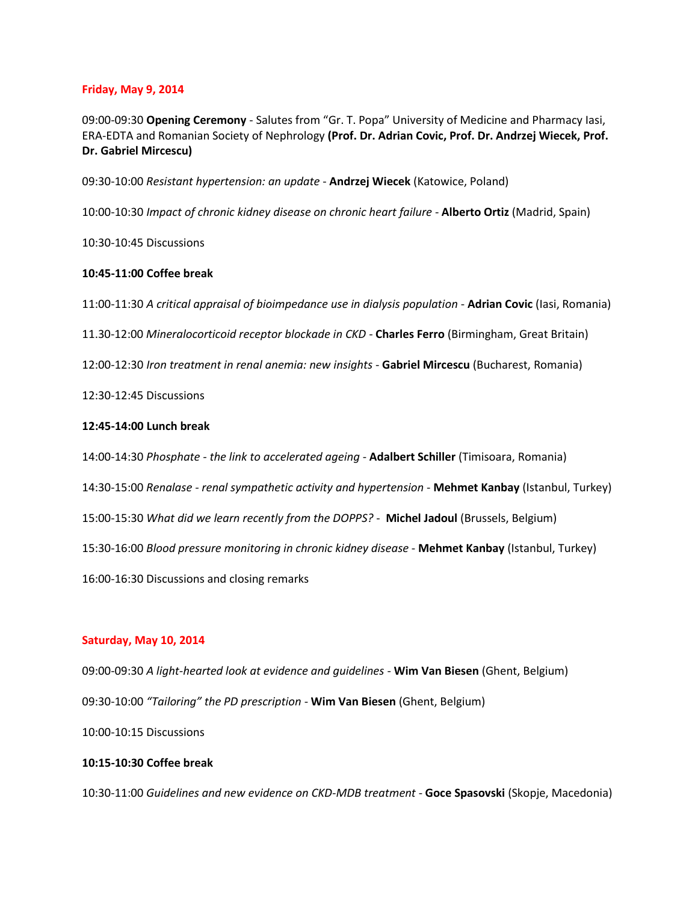**Friday, May 9, 2014**

09:00-09:30 **Opening Ceremony** - Salutes from "Gr. T. Popa" University of Medicine and Pharmacy Iasi, ERA-EDTA and Romanian Society of Nephrology **(Prof. Dr. Adrian Covic, Prof. Dr. Andrzej Wiecek, Prof. Dr. Gabriel Mircescu)**

09:30-10:00 *Resistant hypertension: an update* - **Andrzej Wiecek** (Katowice, Poland)

10:00-10:30 *Impact of chronic kidney disease on chronic heart failure* - **Alberto Ortiz** (Madrid, Spain)

10:30-10:45 Discussions

**10:45-11:00 Coffee break**

11:00-11:30 *A critical appraisal of bioimpedance use in dialysis population* - **Adrian Covic** (Iasi, Romania)

11.30-12:00 *Mineralocorticoid receptor blockade in CKD* - **Charles Ferro** (Birmingham, Great Britain)

12:00-12:30 *Iron treatment in renal anemia: new insights* - **Gabriel Mircescu** (Bucharest, Romania)

12:30-12:45 Discussions

**12:45-14:00 Lunch break**

14:00-14:30 *Phosphate - the link to accelerated ageing* - **Adalbert Schiller** (Timisoara, Romania)

14:30-15:00 *Renalase - renal sympathetic activity and hypertension* - **Mehmet Kanbay** (Istanbul, Turkey)

15:00-15:30 *What did we learn recently from the DOPPS?* - **Michel Jadoul** (Brussels, Belgium)

15:30-16:00 *Blood pressure monitoring in chronic kidney disease* - **Mehmet Kanbay** (Istanbul, Turkey)

16:00-16:30 Discussions and closing remarks

**Saturday, May 10, 2014**

09:00-09:30 *A light-hearted look at evidence and guidelines* - **Wim Van Biesen** (Ghent, Belgium)

09:30-10:00 *"Tailoring" the PD prescription* - **Wim Van Biesen** (Ghent, Belgium)

10:00-10:15 Discussions

**10:15-10:30 Coffee break**

10:30-11:00 *Guidelines and new evidence on CKD-MDB treatment* - **Goce Spasovski** (Skopje, Macedonia)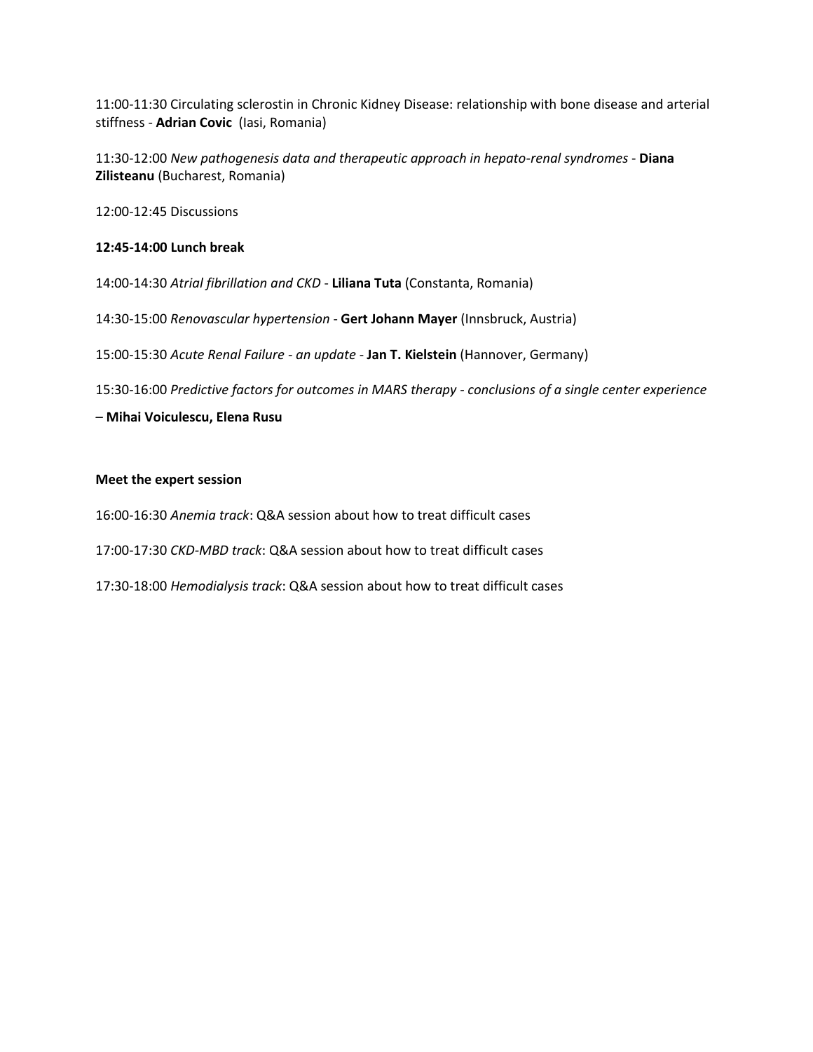11:00-11:30 Circulating sclerostin in Chronic Kidney Disease: relationship with bone disease and arterial stiffness - **Adrian Covic** (Iasi, Romania)

11:30-12:00 *New pathogenesis data and therapeutic approach in hepato-renal syndromes* - **Diana Zilisteanu** (Bucharest, Romania)

12:00-12:45 Discussions

**12:45-14:00 Lunch break**

14:00-14:30 *Atrial fibrillation and CKD* - **Liliana Tuta** (Constanta, Romania)

14:30-15:00 *Renovascular hypertension* - **Gert Johann Mayer** (Innsbruck, Austria)

15:00-15:30 *Acute Renal Failure - an update* - **Jan T. Kielstein** (Hannover, Germany)

15:30-16:00 *Predictive factors for outcomes in MARS therapy - conclusions of a single center experience*

– **Mihai Voiculescu, Elena Rusu**

**Meet the expert session**

16:00-16:30 *Anemia track*: Q&A session about how to treat difficult cases

17:00-17:30 *CKD-MBD track*: Q&A session about how to treat difficult cases

17:30-18:00 *Hemodialysis track*: Q&A session about how to treat difficult cases